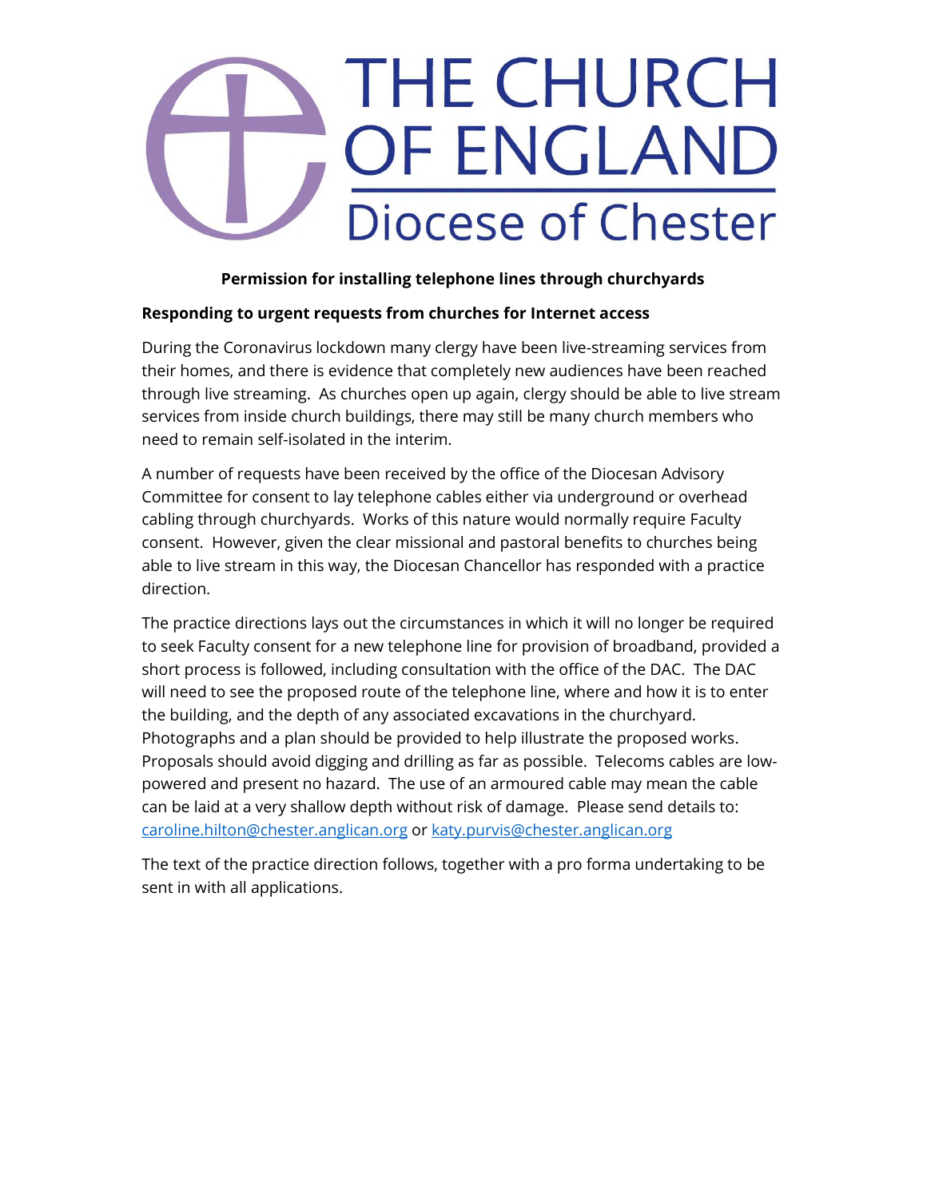# THE CHURCH OF ENGLAND

## Diocese of Chester

**Permission for installing telephone lines through churchyards**

**Responding to urgent requests from churches for Internet access**

During the Coronavirus lockdown many clergy have been live-streaming services from their homes, and there is evidence that completely new audiences have been reached through live streaming. As churches open up again, clergy should be able to live stream services from inside church buildings, there may still be many church members who need to remain self-isolated in the interim.

A number of requests have been received by the office of the Diocesan Advisory Committee for consent to lay telephone cables either via underground or overhead cabling through churchyards. Works of this nature would normally require Faculty consent. However, given the clear missional and pastoral benefits to churches being able to live stream in this way, the Diocesan Chancellor has responded with a practice direction.

The practice directions lays out the circumstances in which it will no longer be required to seek Faculty consent for a new telephone line for provision of broadband, provided a short process is followed, including consultation with the office of the DAC. The DAC will need to see the proposed route of the telephone line, where and how it is to enter the building, and the depth of any associated excavations in the churchyard. Photographs and a plan should be provided to help illustrate the proposed works. Proposals should avoid digging and drilling as far as possible. Telecoms cables are low-powered and present no hazard. The use of an armoured cable may mean the cable can be laid at a very shallow depth without risk of damage. Please send details to: caroline.hilton@chester.anglican.org or katy.purvis@chester.anglican.org

The text of the practice direction follows, together with a pro forma undertaking to be sent in with all applications.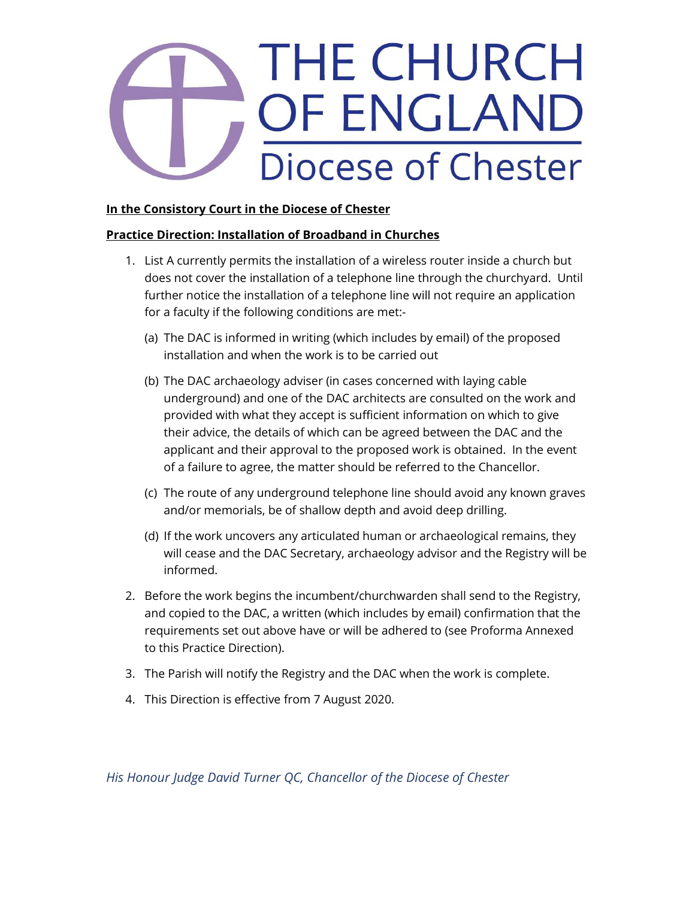# THE CHURCH OF ENGLAND
## Diocese of Chester

**In the Consistory Court in the Diocese of Chester**

**Practice Direction: Installation of Broadband in Churches**

1. List A currently permits the installation of a wireless router inside a church but does not cover the installation of a telephone line through the churchyard. Until further notice the installation of a telephone line will not require an application for a faculty if the following conditions are met:-

   (a) The DAC is informed in writing (which includes by email) of the proposed installation and when the work is to be carried out

   (b) The DAC archaeology adviser (in cases concerned with laying cable underground) and one of the DAC architects are consulted on the work and provided with what they accept is sufficient information on which to give their advice, the details of which can be agreed between the DAC and the applicant and their approval to the proposed work is obtained. In the event of a failure to agree, the matter should be referred to the Chancellor.

   (c) The route of any underground telephone line should avoid any known graves and/or memorials, be of shallow depth and avoid deep drilling.

   (d) If the work uncovers any articulated human or archaeological remains, they will cease and the DAC Secretary, archaeology advisor and the Registry will be informed.

2. Before the work begins the incumbent/churchwarden shall send to the Registry, and copied to the DAC, a written (which includes by email) confirmation that the requirements set out above have or will be adhered to (see Proforma Annexed to this Practice Direction).

3. The Parish will notify the Registry and the DAC when the work is complete.

4. This Direction is effective from 7 August 2020.

*His Honour Judge David Turner QC, Chancellor of the Diocese of Chester*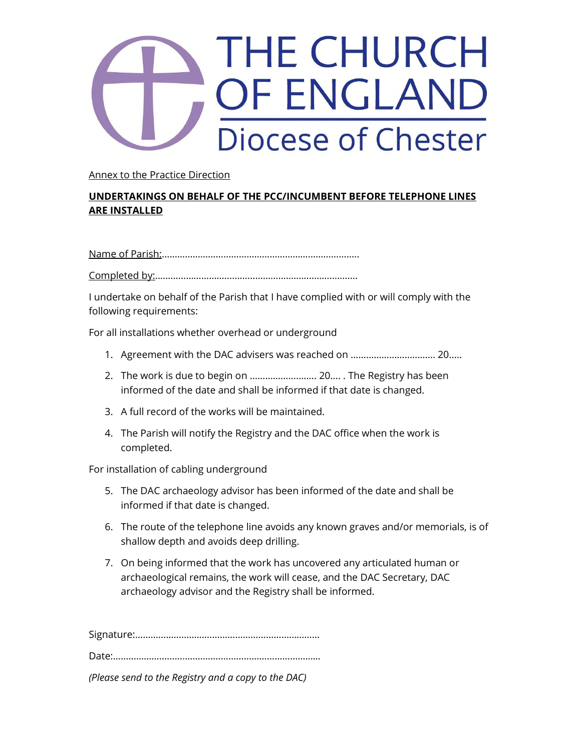THE CHURCH OF ENGLAND

Diocese of Chester

Annex to the Practice Direction

**UNDERTAKINGS ON BEHALF OF THE PCC/INCUMBENT BEFORE TELEPHONE LINES ARE INSTALLED**

Name of Parish:………………………………………………………………….

Completed by:…………………………………………………………………..

I undertake on behalf of the Parish that I have complied with or will comply with the following requirements:

For all installations whether overhead or underground

1. Agreement with the DAC advisers was reached on …………………………… 20…..
2. The work is due to begin on …………………….. 20…. . The Registry has been informed of the date and shall be informed if that date is changed.
3. A full record of the works will be maintained.
4. The Parish will notify the Registry and the DAC office when the work is completed.

For installation of cabling underground

5. The DAC archaeology advisor has been informed of the date and shall be informed if that date is changed.
6. The route of the telephone line avoids any known graves and/or memorials, is of shallow depth and avoids deep drilling.
7. On being informed that the work has uncovered any articulated human or archaeological remains, the work will cease, and the DAC Secretary, DAC archaeology advisor and the Registry shall be informed.

Signature:……………………………………………………………..

Date:……………………………………………………………………..

*(Please send to the Registry and a copy to the DAC)*